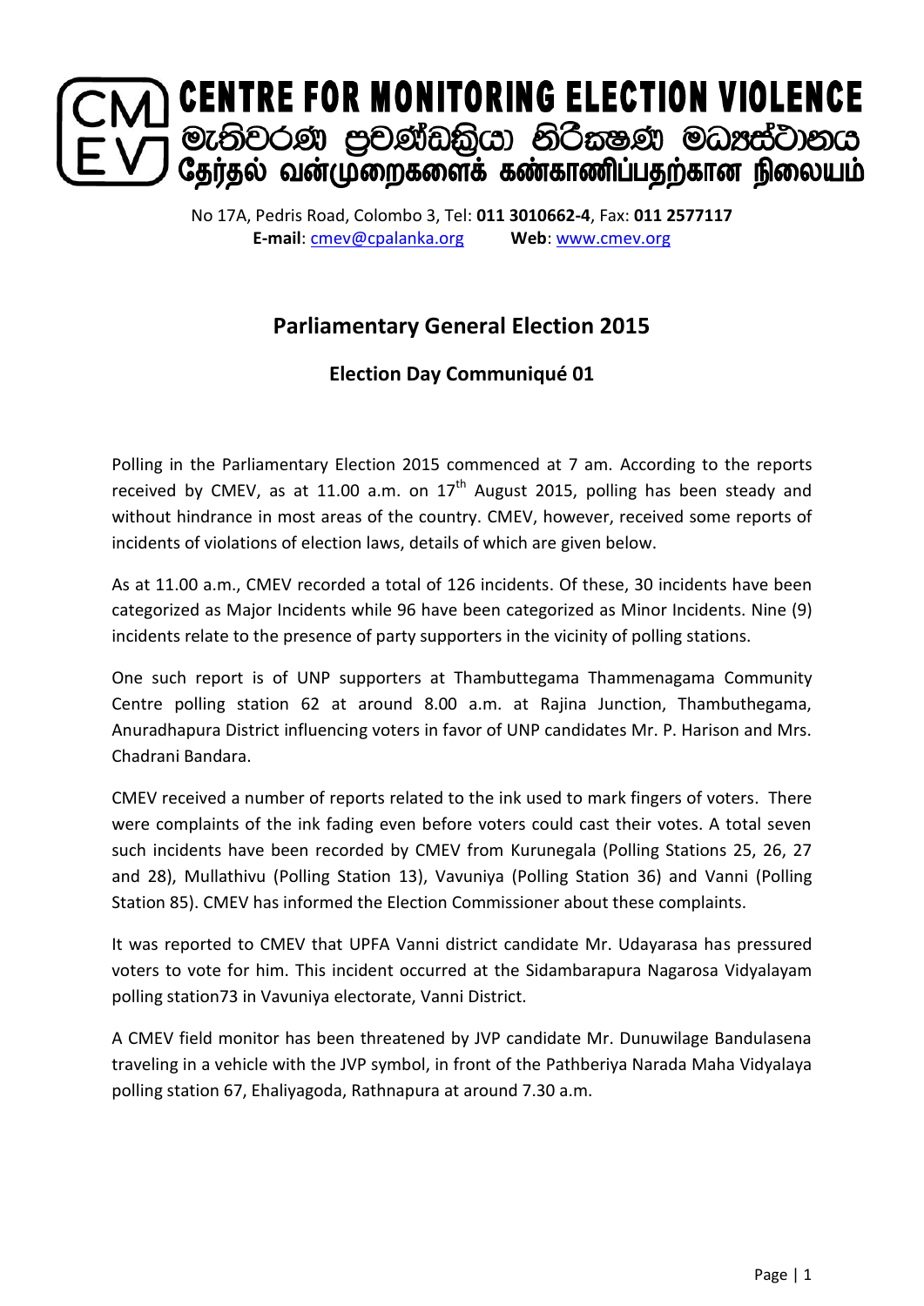# CENTRE FOR MONITORING ELECTION VIOLENCE
# මැතිවරණ ප්‍රචණ්ඩත්වය නිරීක්ෂණ මධ්‍යස්ථානය
# தேர்தல் வன்முறைகளைக் கண்காணிப்பதற்கான நிலையம்

No 17A, Pedris Road, Colombo 3, Tel: **011 3010662-4**, Fax: **011 2577117**
**E-mail**: cmev@cpalanka.org **Web**: www.cmev.org

## Parliamentary General Election 2015

### Election Day Communiqué 01

Polling in the Parliamentary Election 2015 commenced at 7 am. According to the reports received by CMEV, as at 11.00 a.m. on 17th August 2015, polling has been steady and without hindrance in most areas of the country. CMEV, however, received some reports of incidents of violations of election laws, details of which are given below.

As at 11.00 a.m., CMEV recorded a total of 126 incidents. Of these, 30 incidents have been categorized as Major Incidents while 96 have been categorized as Minor Incidents. Nine (9) incidents relate to the presence of party supporters in the vicinity of polling stations.

One such report is of UNP supporters at Thambuttegama Thammenagama Community Centre polling station 62 at around 8.00 a.m. at Rajina Junction, Thambuthegama, Anuradhapura District influencing voters in favor of UNP candidates Mr. P. Harison and Mrs. Chadrani Bandara.

CMEV received a number of reports related to the ink used to mark fingers of voters. There were complaints of the ink fading even before voters could cast their votes. A total seven such incidents have been recorded by CMEV from Kurunegala (Polling Stations 25, 26, 27 and 28), Mullathivu (Polling Station 13), Vavuniya (Polling Station 36) and Vanni (Polling Station 85). CMEV has informed the Election Commissioner about these complaints.

It was reported to CMEV that UPFA Vanni district candidate Mr. Udayarasa has pressured voters to vote for him. This incident occurred at the Sidambarapura Nagarosa Vidyalayam polling station73 in Vavuniya electorate, Vanni District.

A CMEV field monitor has been threatened by JVP candidate Mr. Dunuwilage Bandulasena traveling in a vehicle with the JVP symbol, in front of the Pathberiya Narada Maha Vidyalaya polling station 67, Ehaliyagoda, Rathnapura at around 7.30 a.m.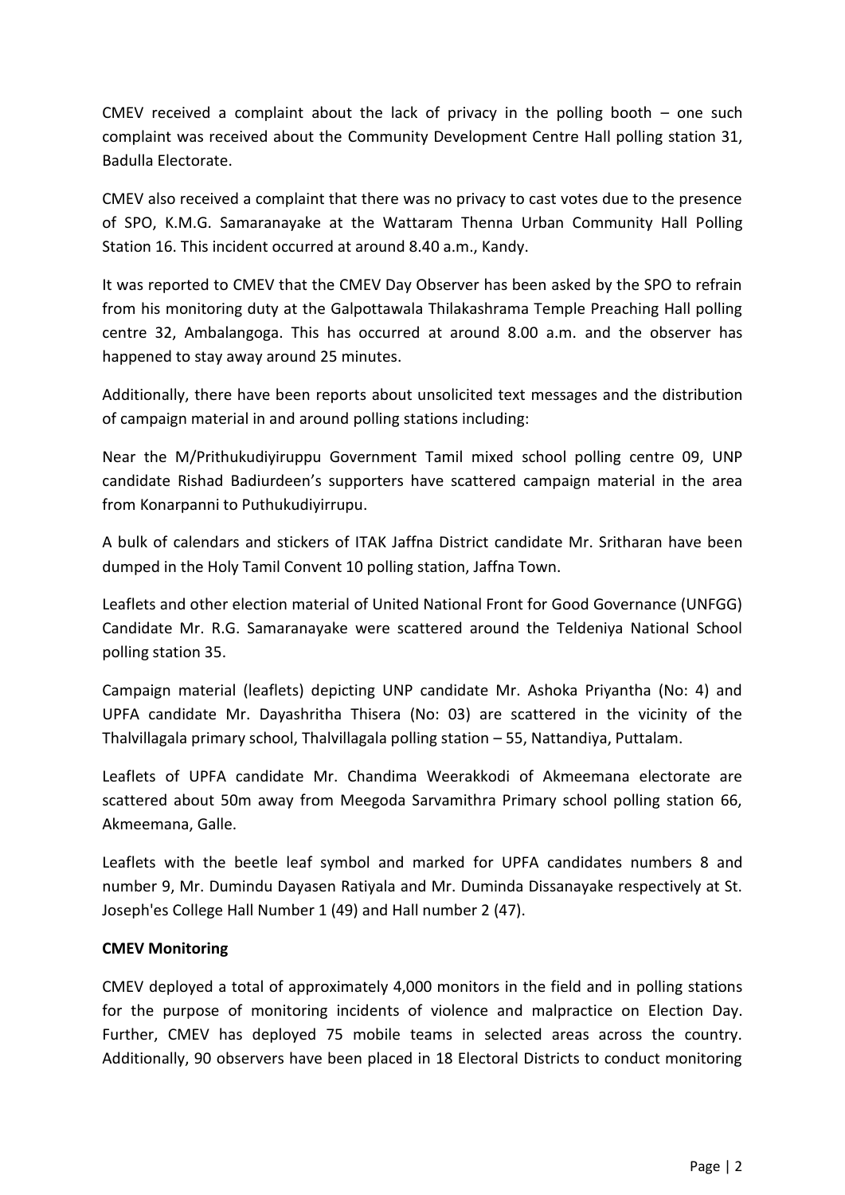CMEV received a complaint about the lack of privacy in the polling booth – one such complaint was received about the Community Development Centre Hall polling station 31, Badulla Electorate.

CMEV also received a complaint that there was no privacy to cast votes due to the presence of SPO, K.M.G. Samaranayake at the Wattaram Thenna Urban Community Hall Polling Station 16. This incident occurred at around 8.40 a.m., Kandy.

It was reported to CMEV that the CMEV Day Observer has been asked by the SPO to refrain from his monitoring duty at the Galpottawala Thilakashrama Temple Preaching Hall polling centre 32, Ambalangoga. This has occurred at around 8.00 a.m. and the observer has happened to stay away around 25 minutes.

Additionally, there have been reports about unsolicited text messages and the distribution of campaign material in and around polling stations including:

Near the M/Prithukudiyiruppu Government Tamil mixed school polling centre 09, UNP candidate Rishad Badiurdeen's supporters have scattered campaign material in the area from Konarpanni to Puthukudiyirrupu.

A bulk of calendars and stickers of ITAK Jaffna District candidate Mr. Sritharan have been dumped in the Holy Tamil Convent 10 polling station, Jaffna Town.

Leaflets and other election material of United National Front for Good Governance (UNFGG) Candidate Mr. R.G. Samaranayake were scattered around the Teldeniya National School polling station 35.

Campaign material (leaflets) depicting UNP candidate Mr. Ashoka Priyantha (No: 4) and UPFA candidate Mr. Dayashritha Thisera (No: 03) are scattered in the vicinity of the Thalvillagala primary school, Thalvillagala polling station – 55, Nattandiya, Puttalam.

Leaflets of UPFA candidate Mr. Chandima Weerakkodi of Akmeemana electorate are scattered about 50m away from Meegoda Sarvamithra Primary school polling station 66, Akmeemana, Galle.

Leaflets with the beetle leaf symbol and marked for UPFA candidates numbers 8 and number 9, Mr. Dumindu Dayasen Ratiyala and Mr. Duminda Dissanayake respectively at St. Joseph'es College Hall Number 1 (49) and Hall number 2 (47).

**CMEV Monitoring**

CMEV deployed a total of approximately 4,000 monitors in the field and in polling stations for the purpose of monitoring incidents of violence and malpractice on Election Day. Further, CMEV has deployed 75 mobile teams in selected areas across the country. Additionally, 90 observers have been placed in 18 Electoral Districts to conduct monitoring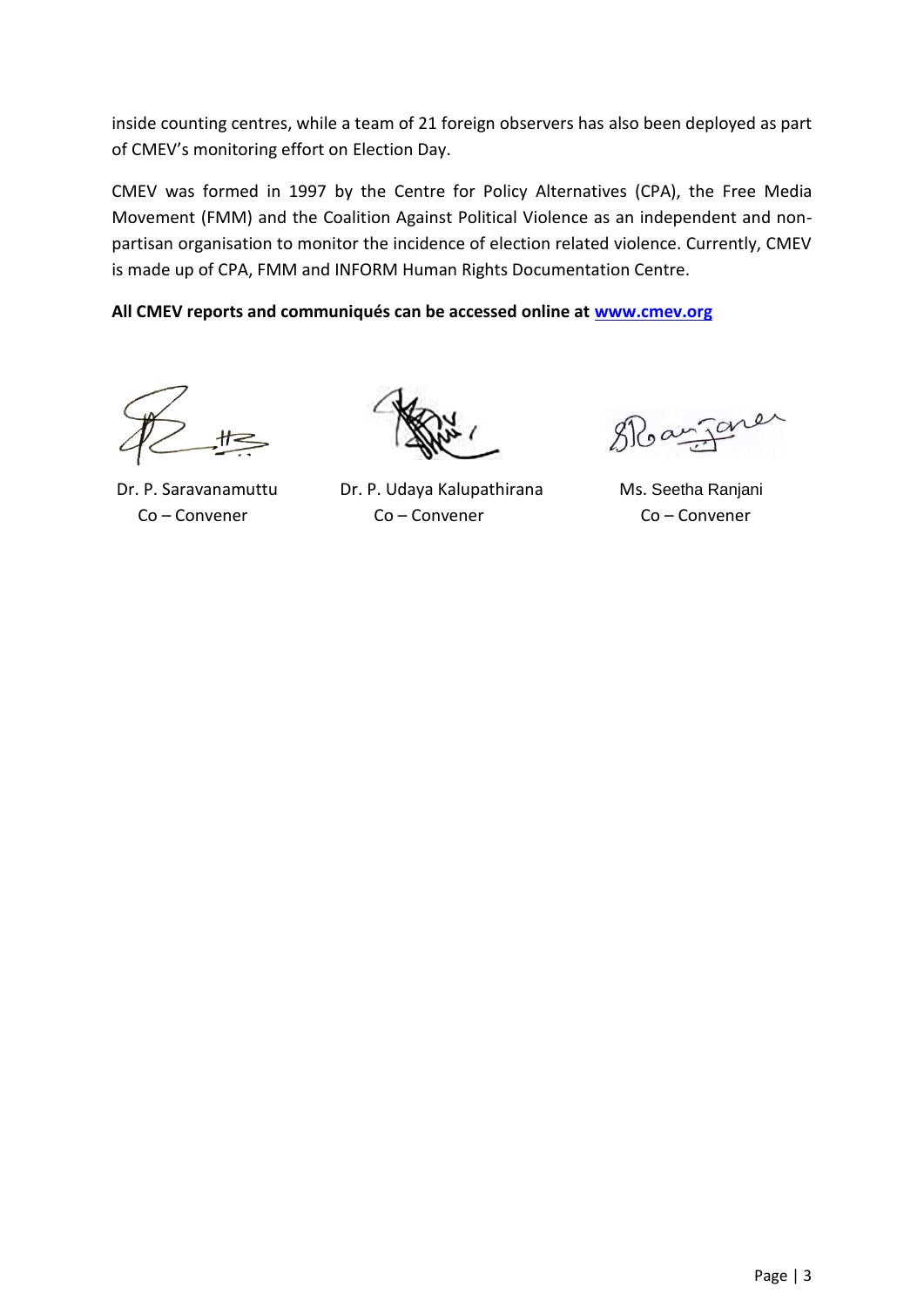inside counting centres, while a team of 21 foreign observers has also been deployed as part of CMEV's monitoring effort on Election Day.

CMEV was formed in 1997 by the Centre for Policy Alternatives (CPA), the Free Media Movement (FMM) and the Coalition Against Political Violence as an independent and non-partisan organisation to monitor the incidence of election related violence. Currently, CMEV is made up of CPA, FMM and INFORM Human Rights Documentation Centre.

**All CMEV reports and communiqués can be accessed online at [www.cmev.org](http://www.cmev.org)**

| | | |
|---|---|---|
| Dr. P. Saravanamuttu | Dr. P. Udaya Kalupathirana | Ms. Seetha Ranjani |
| Co – Convener | Co – Convener | Co – Convener |